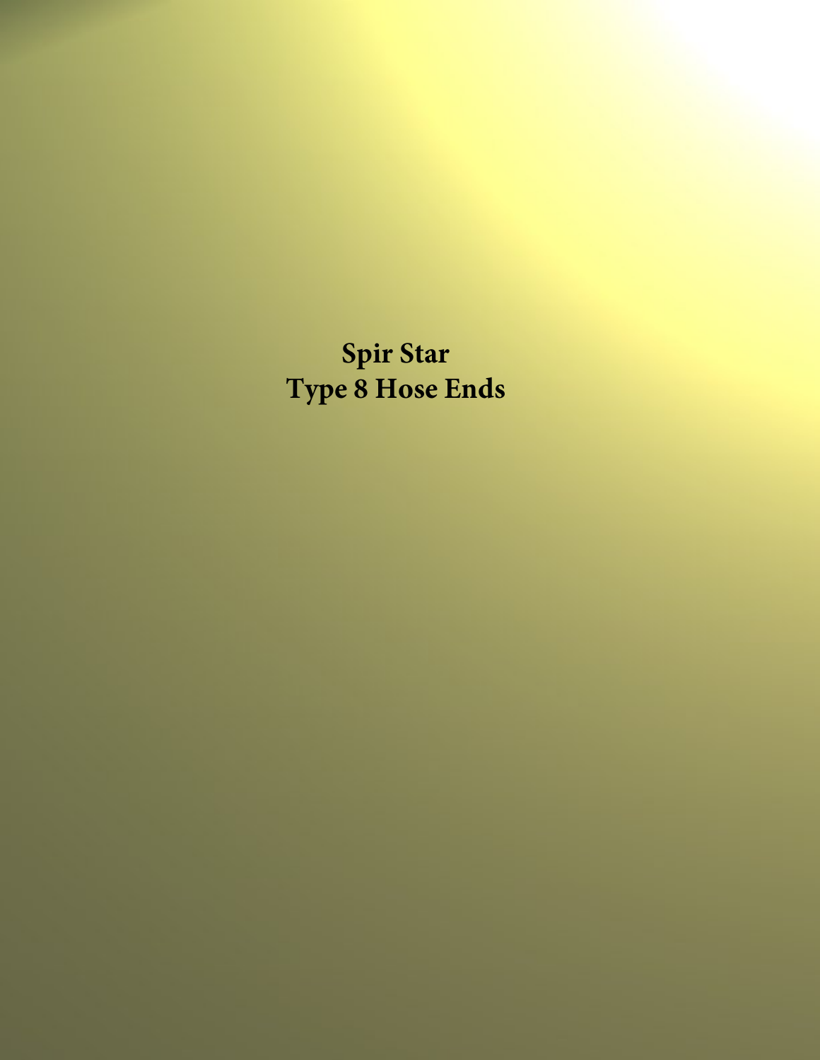# Spir Star
# Type 8 Hose Ends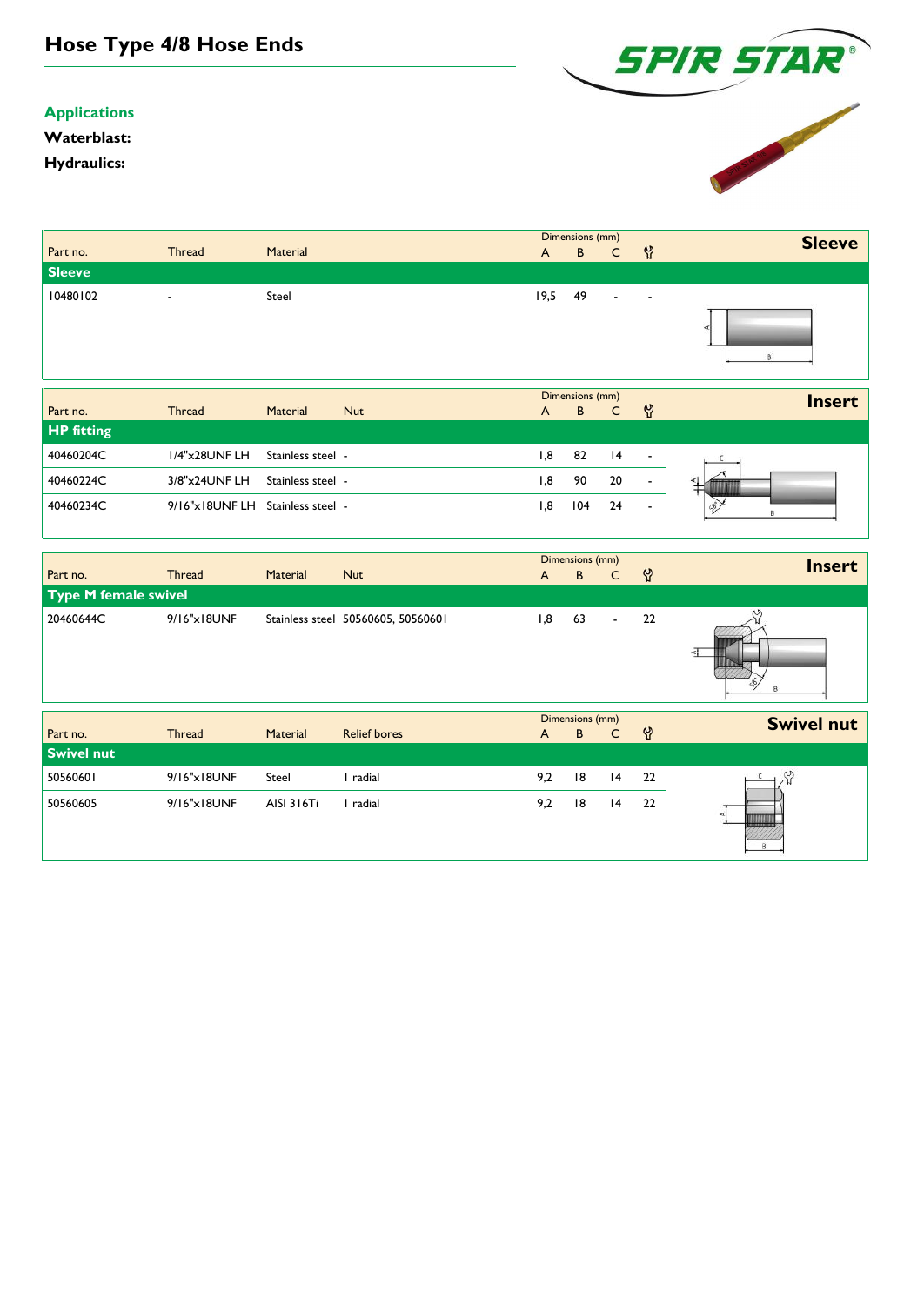# Hose Type 4/8 Hose Ends

## Applications

**Waterblast:**

**Hydraulics:**

## Sleeve

| Part no. | Thread | Material | Dimensions (mm) A | B | C | Wrench |
|---|---|---|---|---|---|---|
| **Sleeve** | | | | | | |
| 10480102 | - | Steel | 19,5 | 49 | - | - |

## Insert

| Part no. | Thread | Material | Nut | Dimensions (mm) A | B | C | Wrench |
|---|---|---|---|---|---|---|---|
| **HP fitting** | | | | | | | |
| 40460204C | 1/4"x28UNF LH | Stainless steel | - | 1,8 | 82 | 14 | - |
| 40460224C | 3/8"x24UNF LH | Stainless steel | - | 1,8 | 90 | 20 | - |
| 40460234C | 9/16"x18UNF LH | Stainless steel | - | 1,8 | 104 | 24 | - |

## Insert

| Part no. | Thread | Material | Nut | Dimensions (mm) A | B | C | Wrench |
|---|---|---|---|---|---|---|---|
| **Type M female swivel** | | | | | | | |
| 20460644C | 9/16"x18UNF | Stainless steel | 50560605, 50560601 | 1,8 | 63 | - | 22 |

## Swivel nut

| Part no. | Thread | Material | Relief bores | Dimensions (mm) A | B | C | Wrench |
|---|---|---|---|---|---|---|---|
| **Swivel nut** | | | | | | | |
| 50560601 | 9/16"x18UNF | Steel | 1 radial | 9,2 | 18 | 14 | 22 |
| 50560605 | 9/16"x18UNF | AISI 316Ti | 1 radial | 9,2 | 18 | 14 | 22 |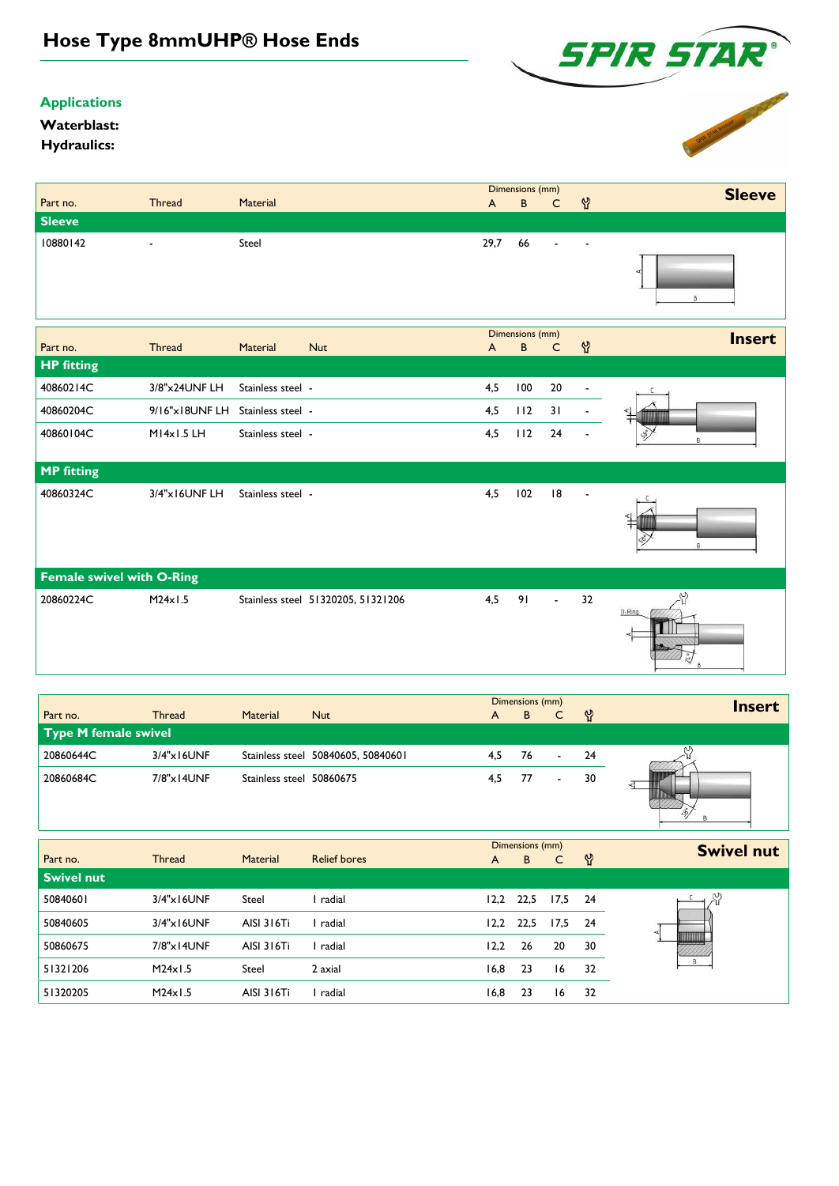# Hose Type 8mmUHP® Hose Ends

## Applications

**Waterblast:**

**Hydraulics:**

### Sleeve

| Part no. | Thread | Material | A | B | C | Wrench |
|---|---|---|---|---|---|---|
| **Sleeve** | | | | | | |
| 10880142 | - | Steel | 29,7 | 66 | - | - |

Dimensions (mm): A, B, C

### Insert

| Part no. | Thread | Material | Nut | A | B | C | Wrench |
|---|---|---|---|---|---|---|---|
| **HP fitting** | | | | | | | |
| 40860214C | 3/8"x24UNF LH | Stainless steel | - | 4,5 | 100 | 20 | - |
| 40860204C | 9/16"x18UNF LH | Stainless steel | - | 4,5 | 112 | 31 | - |
| 40860104C | M14x1.5 LH | Stainless steel | - | 4,5 | 112 | 24 | - |
| **MP fitting** | | | | | | | |
| 40860324C | 3/4"x16UNF LH | Stainless steel | - | 4,5 | 102 | 18 | - |
| **Female swivel with O-Ring** | | | | | | | |
| 20860224C | M24x1.5 | Stainless steel | 51320205, 51321206 | 4,5 | 91 | - | 32 |

Dimensions (mm): A, B, C

### Insert

| Part no. | Thread | Material | Nut | A | B | C | Wrench |
|---|---|---|---|---|---|---|---|
| **Type M female swivel** | | | | | | | |
| 20860644C | 3/4"x16UNF | Stainless steel | 50840605, 50840601 | 4,5 | 76 | - | 24 |
| 20860684C | 7/8"x14UNF | Stainless steel | 50860675 | 4,5 | 77 | - | 30 |

Dimensions (mm): A, B, C

### Swivel nut

| Part no. | Thread | Material | Relief bores | A | B | C | Wrench |
|---|---|---|---|---|---|---|---|
| **Swivel nut** | | | | | | | |
| 50840601 | 3/4"x16UNF | Steel | 1 radial | 12,2 | 22,5 | 17,5 | 24 |
| 50840605 | 3/4"x16UNF | AISI 316Ti | 1 radial | 12,2 | 22,5 | 17,5 | 24 |
| 50860675 | 7/8"x14UNF | AISI 316Ti | 1 radial | 12,2 | 26 | 20 | 30 |
| 51321206 | M24x1.5 | Steel | 2 axial | 16,8 | 23 | 16 | 32 |
| 51320205 | M24x1.5 | AISI 316Ti | 1 radial | 16,8 | 23 | 16 | 32 |

Dimensions (mm): A, B, C